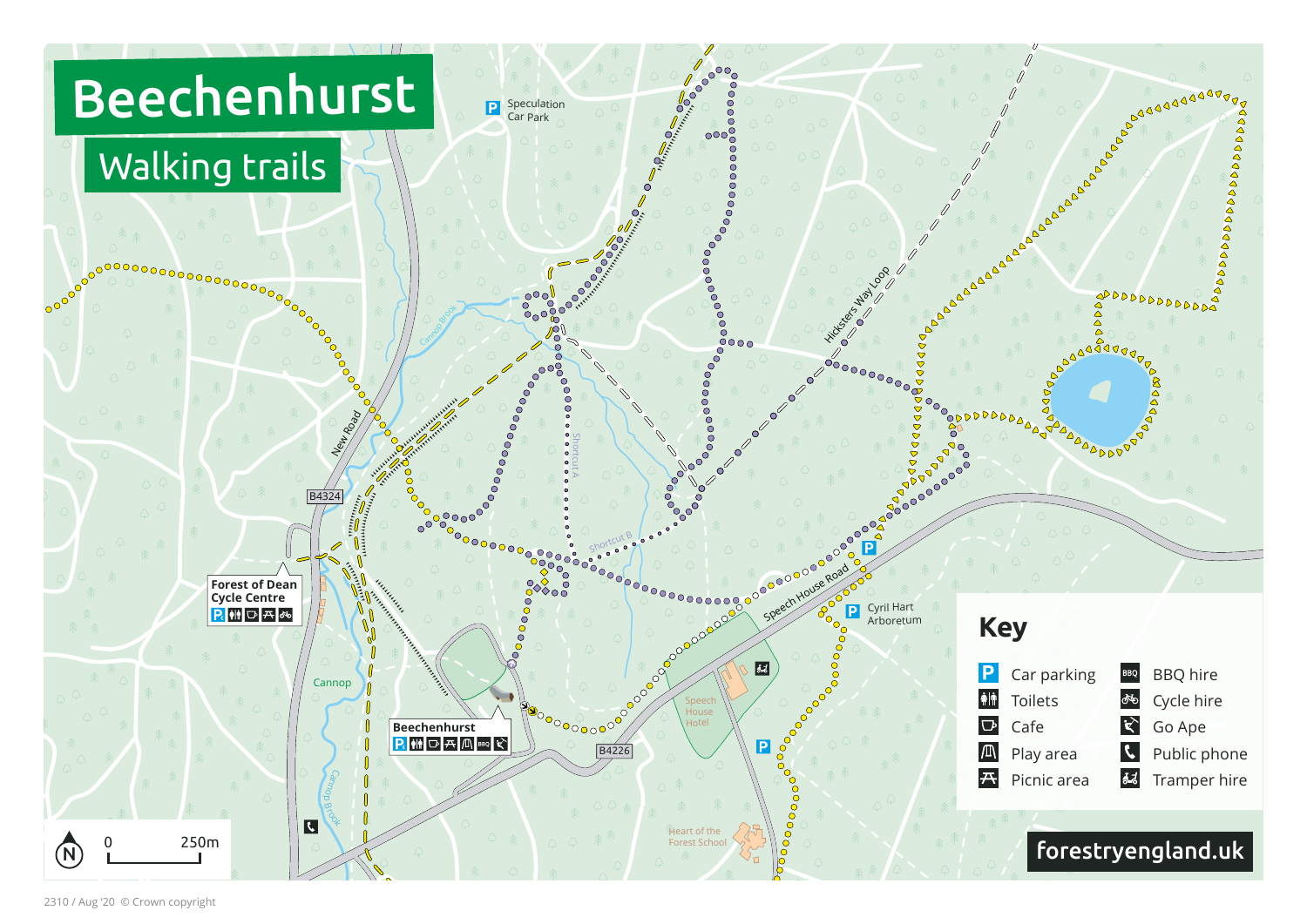# Beechenhurst

## Walking trails

Speculation Car Park

Hicksters Way Loop

New Road

B4324

Cannop Brook

Shortcut A

Shortcut B

Forest of Dean Cycle Centre

Cannop

Beechenhurst

B4226

Speech House Road

Speech House Hotel

Cyril Hart Arboretum

Heart of the Forest School

0 250m

## Key

- Car parking
- Toilets
- Cafe
- Play area
- Picnic area
- BBQ hire
- Cycle hire
- Go Ape
- Public phone
- Tramper hire

forestryengland.uk

2310 / Aug '20 © Crown copyright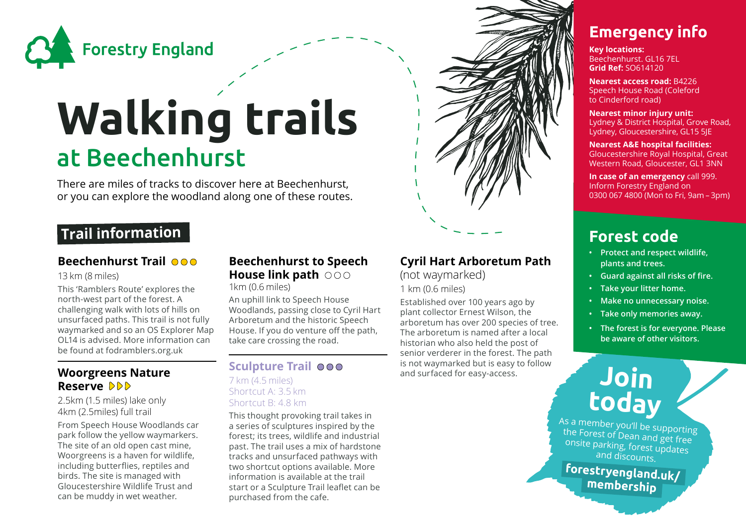Forestry England

# Walking trails

## at Beechenhurst

There are miles of tracks to discover here at Beechenhurst, or you can explore the woodland along one of these routes.

## Trail information

### Beechenhurst Trail ○○○

13 km (8 miles)

This 'Ramblers Route' explores the north-west part of the forest. A challenging walk with lots of hills on unsurfaced paths. This trail is not fully waymarked and so an OS Explorer Map OL14 is advised. More information can be found at fodramblers.org.uk

### Woorgreens Nature Reserve ▷▷▷

2.5km (1.5 miles) lake only
4km (2.5miles) full trail

From Speech House Woodlands car park follow the yellow waymarkers. The site of an old open cast mine, Woorgreens is a haven for wildlife, including butterflies, reptiles and birds. The site is managed with Gloucestershire Wildlife Trust and can be muddy in wet weather.

### Beechenhurst to Speech House link path ○○○

1km (0.6 miles)

An uphill link to Speech House Woodlands, passing close to Cyril Hart Arboretum and the historic Speech House. If you do venture off the path, take care crossing the road.

### Sculpture Trail ○○○

7 km (4.5 miles)
Shortcut A: 3.5 km
Shortcut B: 4.8 km

This thought provoking trail takes in a series of sculptures inspired by the forest; its trees, wildlife and industrial past. The trail uses a mix of hardstone tracks and unsurfaced pathways with two shortcut options available. More information is available at the trail start or a Sculpture Trail leaflet can be purchased from the cafe.

### Cyril Hart Arboretum Path

(not waymarked)

1 km (0.6 miles)

Established over 100 years ago by plant collector Ernest Wilson, the arboretum has over 200 species of tree. The arboretum is named after a local historian who also held the post of senior verderer in the forest. The path is not waymarked but is easy to follow and surfaced for easy-access.

## Emergency info

**Key locations:**
Beechenhurst. GL16 7EL
**Grid Ref:** SO614120

**Nearest access road:** B4226 Speech House Road (Coleford to Cinderford road)

**Nearest minor injury unit:** Lydney & District Hospital, Grove Road, Lydney, Gloucestershire, GL15 5JE

**Nearest A&E hospital facilities:** Gloucestershire Royal Hospital, Great Western Road, Gloucester, GL1 3NN

**In case of an emergency** call 999. Inform Forestry England on 0300 067 4800 (Mon to Fri, 9am – 3pm)

## Forest code

- Protect and respect wildlife, plants and trees.
- Guard against all risks of fire.
- Take your litter home.
- Make no unnecessary noise.
- Take only memories away.
- The forest is for everyone. Please be aware of other visitors.

## Join today

As a member you'll be supporting the Forest of Dean and get free onsite parking, forest updates and discounts.

**forestryengland.uk/membership**